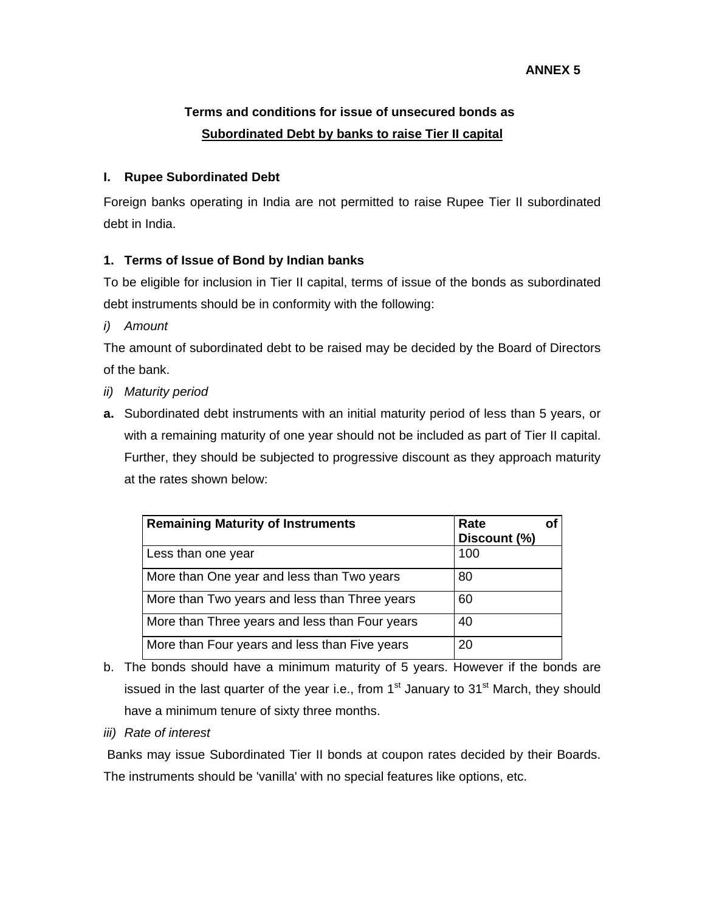**ANNEX 5**

## Terms and conditions for issue of unsecured bonds as Subordinated Debt by banks to raise Tier II capital

### I. Rupee Subordinated Debt

Foreign banks operating in India are not permitted to raise Rupee Tier II subordinated debt in India.

### 1. Terms of Issue of Bond by Indian banks

To be eligible for inclusion in Tier II capital, terms of issue of the bonds as subordinated debt instruments should be in conformity with the following:

*i) Amount*

The amount of subordinated debt to be raised may be decided by the Board of Directors of the bank.

*ii) Maturity period*

**a.** Subordinated debt instruments with an initial maturity period of less than 5 years, or with a remaining maturity of one year should not be included as part of Tier II capital. Further, they should be subjected to progressive discount as they approach maturity at the rates shown below:

| Remaining Maturity of Instruments | Rate of Discount (%) |
|---|---|
| Less than one year | 100 |
| More than One year and less than Two years | 80 |
| More than Two years and less than Three years | 60 |
| More than Three years and less than Four years | 40 |
| More than Four years and less than Five years | 20 |

b. The bonds should have a minimum maturity of 5 years. However if the bonds are issued in the last quarter of the year i.e., from 1st January to 31st March, they should have a minimum tenure of sixty three months.

*iii) Rate of interest*

Banks may issue Subordinated Tier II bonds at coupon rates decided by their Boards. The instruments should be 'vanilla' with no special features like options, etc.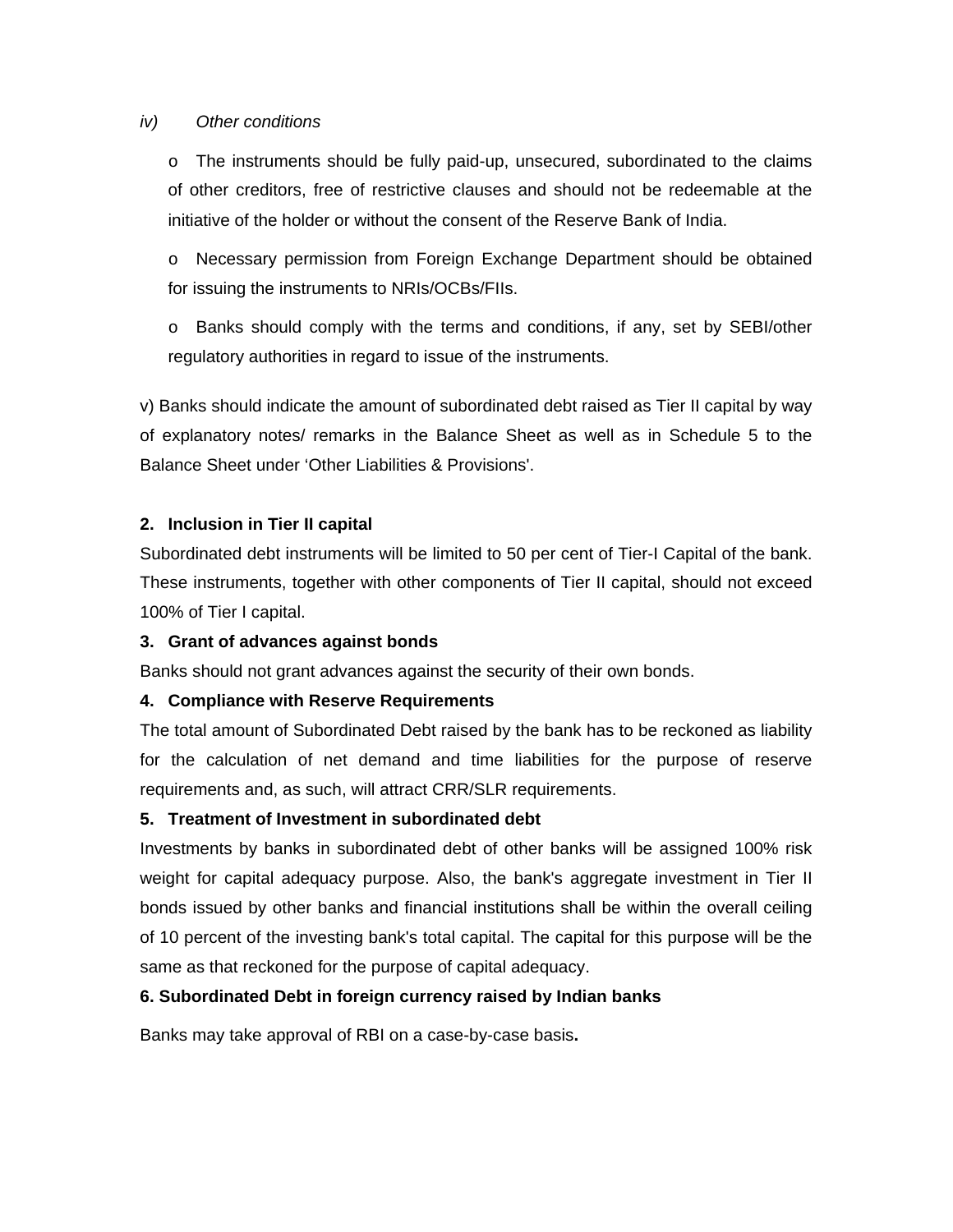*iv) Other conditions*

- The instruments should be fully paid-up, unsecured, subordinated to the claims of other creditors, free of restrictive clauses and should not be redeemable at the initiative of the holder or without the consent of the Reserve Bank of India.
- Necessary permission from Foreign Exchange Department should be obtained for issuing the instruments to NRIs/OCBs/FIIs.
- Banks should comply with the terms and conditions, if any, set by SEBI/other regulatory authorities in regard to issue of the instruments.

v) Banks should indicate the amount of subordinated debt raised as Tier II capital by way of explanatory notes/ remarks in the Balance Sheet as well as in Schedule 5 to the Balance Sheet under 'Other Liabilities & Provisions'.

**2. Inclusion in Tier II capital**

Subordinated debt instruments will be limited to 50 per cent of Tier-I Capital of the bank. These instruments, together with other components of Tier II capital, should not exceed 100% of Tier I capital.

**3. Grant of advances against bonds**

Banks should not grant advances against the security of their own bonds.

**4. Compliance with Reserve Requirements**

The total amount of Subordinated Debt raised by the bank has to be reckoned as liability for the calculation of net demand and time liabilities for the purpose of reserve requirements and, as such, will attract CRR/SLR requirements.

**5. Treatment of Investment in subordinated debt**

Investments by banks in subordinated debt of other banks will be assigned 100% risk weight for capital adequacy purpose. Also, the bank's aggregate investment in Tier II bonds issued by other banks and financial institutions shall be within the overall ceiling of 10 percent of the investing bank's total capital. The capital for this purpose will be the same as that reckoned for the purpose of capital adequacy.

**6. Subordinated Debt in foreign currency raised by Indian banks**

Banks may take approval of RBI on a case-by-case basis**.**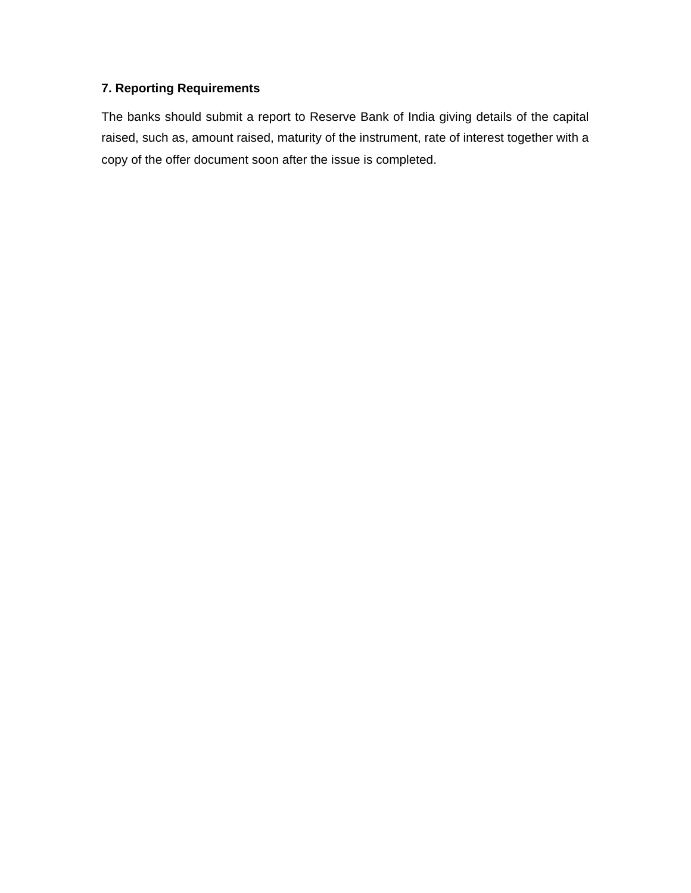**7. Reporting Requirements**

The banks should submit a report to Reserve Bank of India giving details of the capital raised, such as, amount raised, maturity of the instrument, rate of interest together with a copy of the offer document soon after the issue is completed.